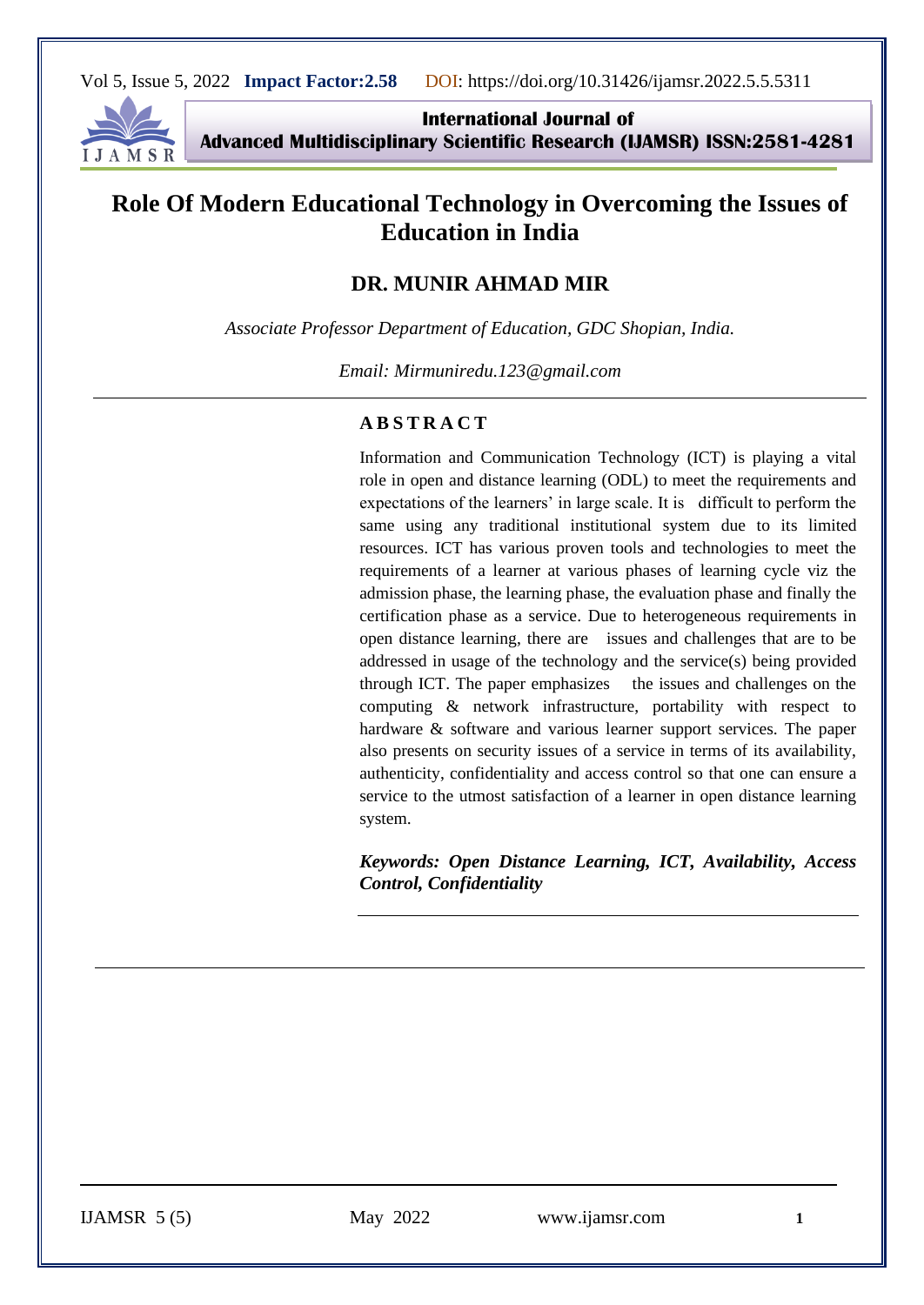# Role Of Modern Educational Technology in Overcoming the Issues of Education in India

## DR. MUNIR AHMAD MIR

*Associate Professor Department of Education, GDC Shopian, India.*

*Email: Mirmuniredu.123@gmail.com*

---

### A B S T R A C T

Information and Communication Technology (ICT) is playing a vital role in open and distance learning (ODL) to meet the requirements and expectations of the learners' in large scale. It is difficult to perform the same using any traditional institutional system due to its limited resources. ICT has various proven tools and technologies to meet the requirements of a learner at various phases of learning cycle viz the admission phase, the learning phase, the evaluation phase and finally the certification phase as a service. Due to heterogeneous requirements in open distance learning, there are issues and challenges that are to be addressed in usage of the technology and the service(s) being provided through ICT. The paper emphasizes the issues and challenges on the computing & network infrastructure, portability with respect to hardware & software and various learner support services. The paper also presents on security issues of a service in terms of its availability, authenticity, confidentiality and access control so that one can ensure a service to the utmost satisfaction of a learner in open distance learning system.

***Keywords: Open Distance Learning, ICT, Availability, Access Control, Confidentiality***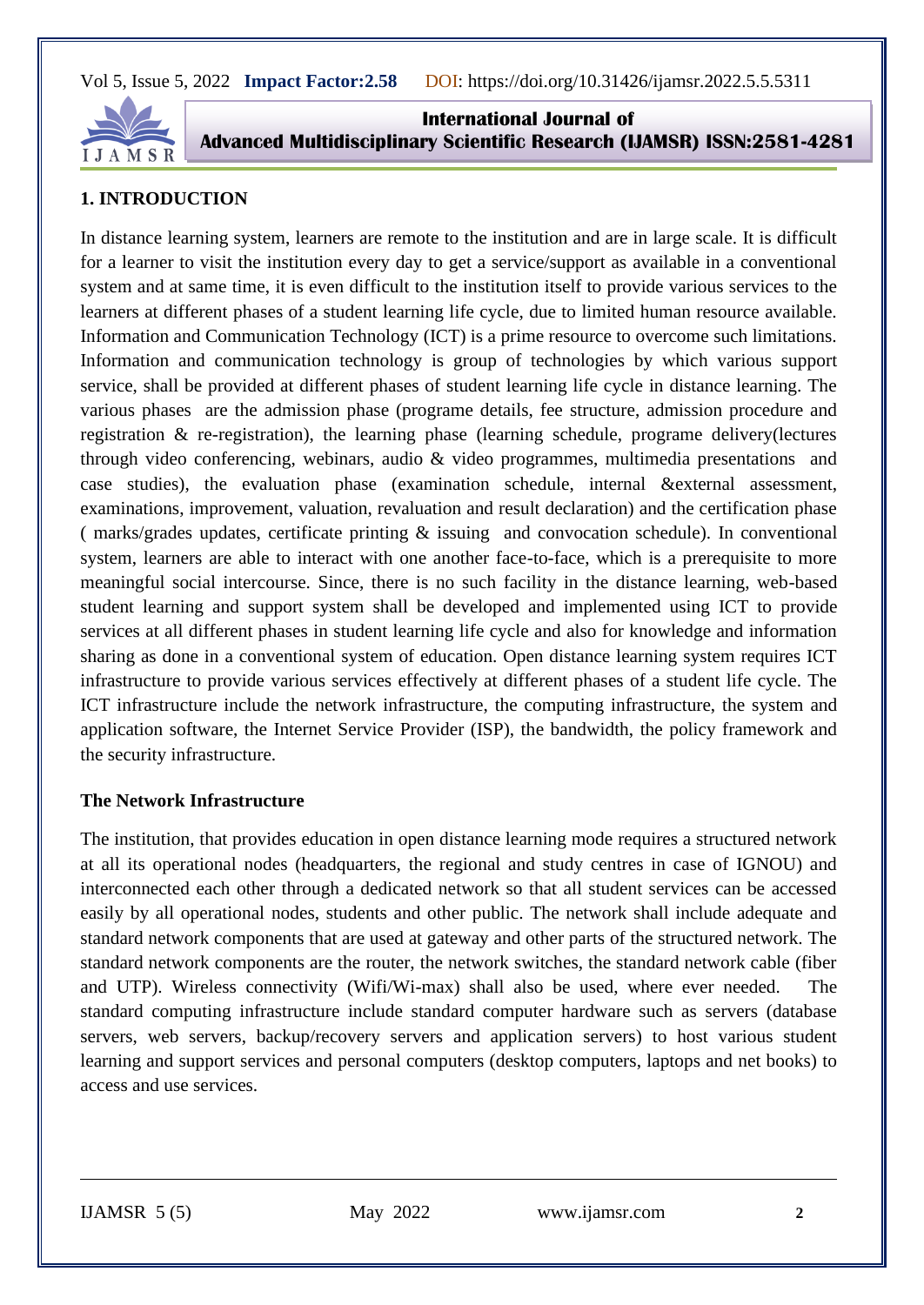## 1. INTRODUCTION

In distance learning system, learners are remote to the institution and are in large scale. It is difficult for a learner to visit the institution every day to get a service/support as available in a conventional system and at same time, it is even difficult to the institution itself to provide various services to the learners at different phases of a student learning life cycle, due to limited human resource available. Information and Communication Technology (ICT) is a prime resource to overcome such limitations. Information and communication technology is group of technologies by which various support service, shall be provided at different phases of student learning life cycle in distance learning. The various phases are the admission phase (programe details, fee structure, admission procedure and registration & re-registration), the learning phase (learning schedule, programe delivery(lectures through video conferencing, webinars, audio & video programmes, multimedia presentations and case studies), the evaluation phase (examination schedule, internal &external assessment, examinations, improvement, valuation, revaluation and result declaration) and the certification phase ( marks/grades updates, certificate printing & issuing and convocation schedule). In conventional system, learners are able to interact with one another face-to-face, which is a prerequisite to more meaningful social intercourse. Since, there is no such facility in the distance learning, web-based student learning and support system shall be developed and implemented using ICT to provide services at all different phases in student learning life cycle and also for knowledge and information sharing as done in a conventional system of education. Open distance learning system requires ICT infrastructure to provide various services effectively at different phases of a student life cycle. The ICT infrastructure include the network infrastructure, the computing infrastructure, the system and application software, the Internet Service Provider (ISP), the bandwidth, the policy framework and the security infrastructure.

### The Network Infrastructure

The institution, that provides education in open distance learning mode requires a structured network at all its operational nodes (headquarters, the regional and study centres in case of IGNOU) and interconnected each other through a dedicated network so that all student services can be accessed easily by all operational nodes, students and other public. The network shall include adequate and standard network components that are used at gateway and other parts of the structured network. The standard network components are the router, the network switches, the standard network cable (fiber and UTP). Wireless connectivity (Wifi/Wi-max) shall also be used, where ever needed. The standard computing infrastructure include standard computer hardware such as servers (database servers, web servers, backup/recovery servers and application servers) to host various student learning and support services and personal computers (desktop computers, laptops and net books) to access and use services.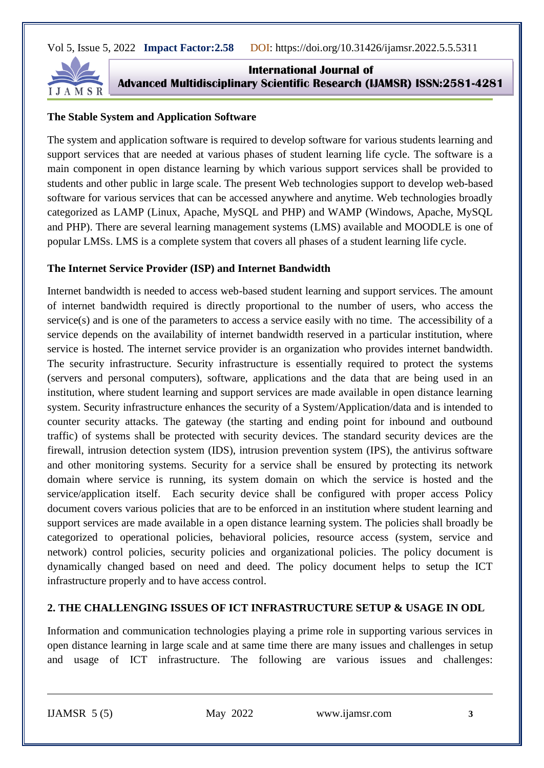**The Stable System and Application Software**

The system and application software is required to develop software for various students learning and support services that are needed at various phases of student learning life cycle. The software is a main component in open distance learning by which various support services shall be provided to students and other public in large scale. The present Web technologies support to develop web-based software for various services that can be accessed anywhere and anytime. Web technologies broadly categorized as LAMP (Linux, Apache, MySQL and PHP) and WAMP (Windows, Apache, MySQL and PHP). There are several learning management systems (LMS) available and MOODLE is one of popular LMSs. LMS is a complete system that covers all phases of a student learning life cycle.

**The Internet Service Provider (ISP) and Internet Bandwidth**

Internet bandwidth is needed to access web-based student learning and support services. The amount of internet bandwidth required is directly proportional to the number of users, who access the service(s) and is one of the parameters to access a service easily with no time. The accessibility of a service depends on the availability of internet bandwidth reserved in a particular institution, where service is hosted. The internet service provider is an organization who provides internet bandwidth. The security infrastructure. Security infrastructure is essentially required to protect the systems (servers and personal computers), software, applications and the data that are being used in an institution, where student learning and support services are made available in open distance learning system. Security infrastructure enhances the security of a System/Application/data and is intended to counter security attacks. The gateway (the starting and ending point for inbound and outbound traffic) of systems shall be protected with security devices. The standard security devices are the firewall, intrusion detection system (IDS), intrusion prevention system (IPS), the antivirus software and other monitoring systems. Security for a service shall be ensured by protecting its network domain where service is running, its system domain on which the service is hosted and the service/application itself. Each security device shall be configured with proper access Policy document covers various policies that are to be enforced in an institution where student learning and support services are made available in a open distance learning system. The policies shall broadly be categorized to operational policies, behavioral policies, resource access (system, service and network) control policies, security policies and organizational policies. The policy document is dynamically changed based on need and deed. The policy document helps to setup the ICT infrastructure properly and to have access control.

## 2. THE CHALLENGING ISSUES OF ICT INFRASTRUCTURE SETUP & USAGE IN ODL

Information and communication technologies playing a prime role in supporting various services in open distance learning in large scale and at same time there are many issues and challenges in setup and usage of ICT infrastructure. The following are various issues and challenges: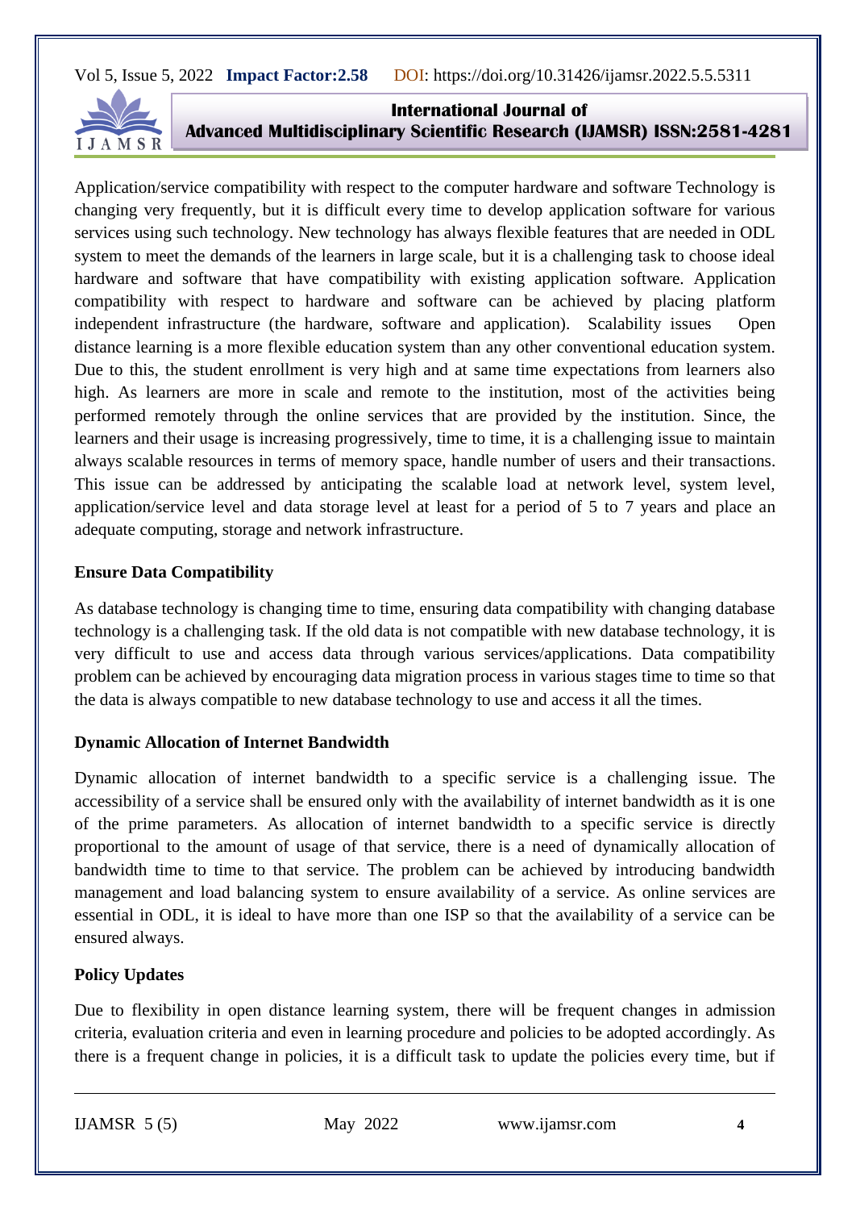Application/service compatibility with respect to the computer hardware and software Technology is changing very frequently, but it is difficult every time to develop application software for various services using such technology. New technology has always flexible features that are needed in ODL system to meet the demands of the learners in large scale, but it is a challenging task to choose ideal hardware and software that have compatibility with existing application software. Application compatibility with respect to hardware and software can be achieved by placing platform independent infrastructure (the hardware, software and application). Scalability issues Open distance learning is a more flexible education system than any other conventional education system. Due to this, the student enrollment is very high and at same time expectations from learners also high. As learners are more in scale and remote to the institution, most of the activities being performed remotely through the online services that are provided by the institution. Since, the learners and their usage is increasing progressively, time to time, it is a challenging issue to maintain always scalable resources in terms of memory space, handle number of users and their transactions. This issue can be addressed by anticipating the scalable load at network level, system level, application/service level and data storage level at least for a period of 5 to 7 years and place an adequate computing, storage and network infrastructure.

**Ensure Data Compatibility**

As database technology is changing time to time, ensuring data compatibility with changing database technology is a challenging task. If the old data is not compatible with new database technology, it is very difficult to use and access data through various services/applications. Data compatibility problem can be achieved by encouraging data migration process in various stages time to time so that the data is always compatible to new database technology to use and access it all the times.

**Dynamic Allocation of Internet Bandwidth**

Dynamic allocation of internet bandwidth to a specific service is a challenging issue. The accessibility of a service shall be ensured only with the availability of internet bandwidth as it is one of the prime parameters. As allocation of internet bandwidth to a specific service is directly proportional to the amount of usage of that service, there is a need of dynamically allocation of bandwidth time to time to that service. The problem can be achieved by introducing bandwidth management and load balancing system to ensure availability of a service. As online services are essential in ODL, it is ideal to have more than one ISP so that the availability of a service can be ensured always.

**Policy Updates**

Due to flexibility in open distance learning system, there will be frequent changes in admission criteria, evaluation criteria and even in learning procedure and policies to be adopted accordingly. As there is a frequent change in policies, it is a difficult task to update the policies every time, but if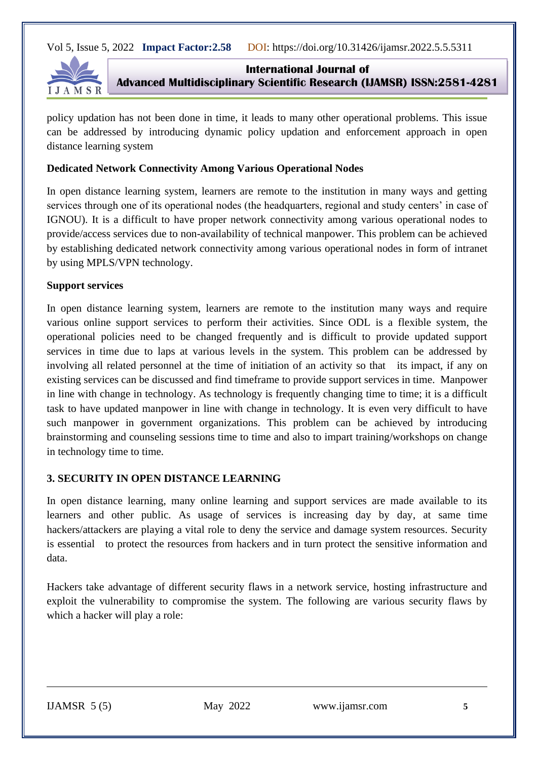policy updation has not been done in time, it leads to many other operational problems. This issue can be addressed by introducing dynamic policy updation and enforcement approach in open distance learning system

**Dedicated Network Connectivity Among Various Operational Nodes**

In open distance learning system, learners are remote to the institution in many ways and getting services through one of its operational nodes (the headquarters, regional and study centers' in case of IGNOU). It is a difficult to have proper network connectivity among various operational nodes to provide/access services due to non-availability of technical manpower. This problem can be achieved by establishing dedicated network connectivity among various operational nodes in form of intranet by using MPLS/VPN technology.

**Support services**

In open distance learning system, learners are remote to the institution many ways and require various online support services to perform their activities. Since ODL is a flexible system, the operational policies need to be changed frequently and is difficult to provide updated support services in time due to laps at various levels in the system. This problem can be addressed by involving all related personnel at the time of initiation of an activity so that its impact, if any on existing services can be discussed and find timeframe to provide support services in time. Manpower in line with change in technology. As technology is frequently changing time to time; it is a difficult task to have updated manpower in line with change in technology. It is even very difficult to have such manpower in government organizations. This problem can be achieved by introducing brainstorming and counseling sessions time to time and also to impart training/workshops on change in technology time to time.

## 3. SECURITY IN OPEN DISTANCE LEARNING

In open distance learning, many online learning and support services are made available to its learners and other public. As usage of services is increasing day by day, at same time hackers/attackers are playing a vital role to deny the service and damage system resources. Security is essential to protect the resources from hackers and in turn protect the sensitive information and data.

Hackers take advantage of different security flaws in a network service, hosting infrastructure and exploit the vulnerability to compromise the system. The following are various security flaws by which a hacker will play a role: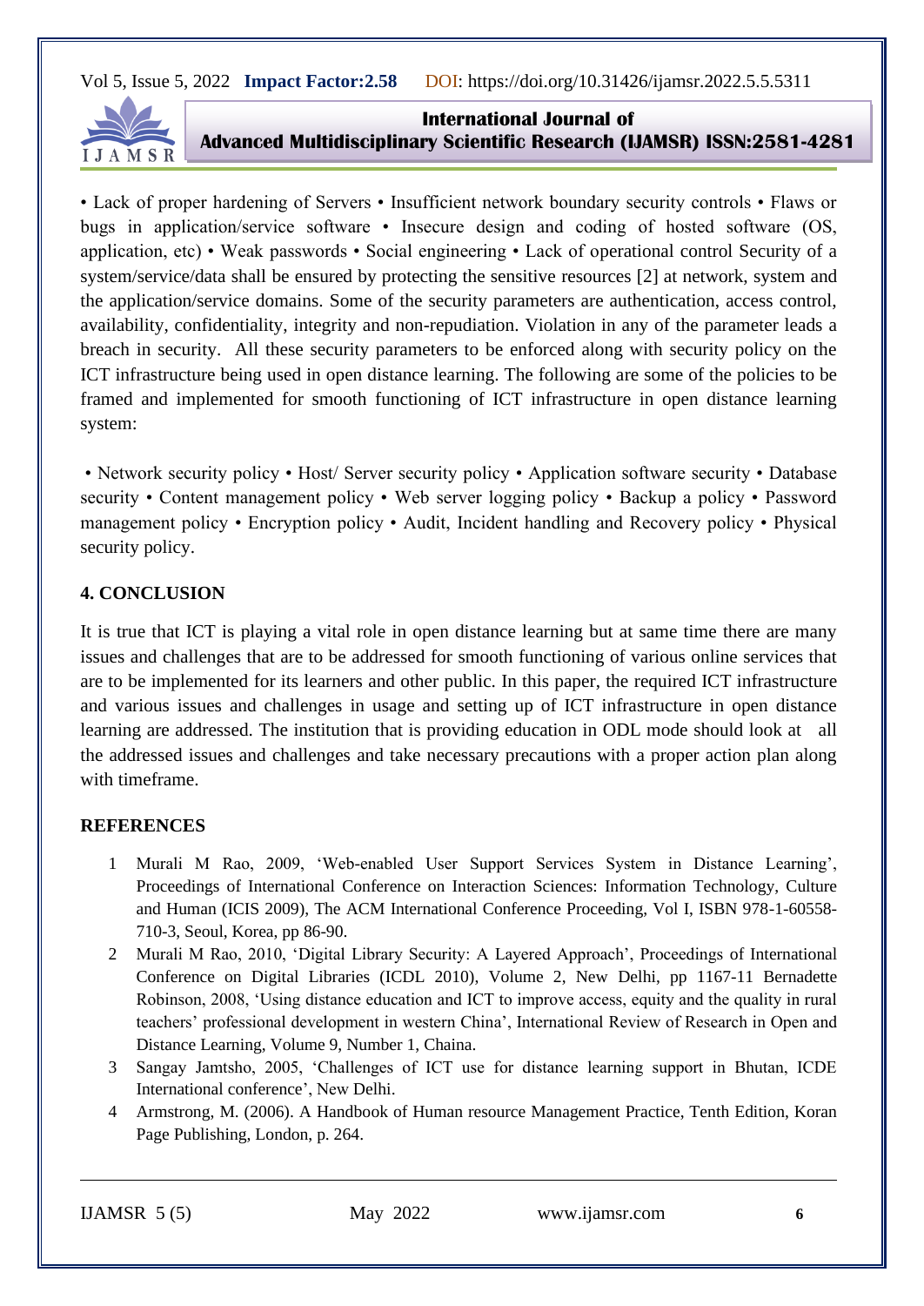• Lack of proper hardening of Servers • Insufficient network boundary security controls • Flaws or bugs in application/service software • Insecure design and coding of hosted software (OS, application, etc) • Weak passwords • Social engineering • Lack of operational control Security of a system/service/data shall be ensured by protecting the sensitive resources [2] at network, system and the application/service domains. Some of the security parameters are authentication, access control, availability, confidentiality, integrity and non-repudiation. Violation in any of the parameter leads a breach in security. All these security parameters to be enforced along with security policy on the ICT infrastructure being used in open distance learning. The following are some of the policies to be framed and implemented for smooth functioning of ICT infrastructure in open distance learning system:

• Network security policy • Host/ Server security policy • Application software security • Database security • Content management policy • Web server logging policy • Backup a policy • Password management policy • Encryption policy • Audit, Incident handling and Recovery policy • Physical security policy.

## 4. CONCLUSION

It is true that ICT is playing a vital role in open distance learning but at same time there are many issues and challenges that are to be addressed for smooth functioning of various online services that are to be implemented for its learners and other public. In this paper, the required ICT infrastructure and various issues and challenges in usage and setting up of ICT infrastructure in open distance learning are addressed. The institution that is providing education in ODL mode should look at all the addressed issues and challenges and take necessary precautions with a proper action plan along with timeframe.

## REFERENCES

1. Murali M Rao, 2009, 'Web-enabled User Support Services System in Distance Learning', Proceedings of International Conference on Interaction Sciences: Information Technology, Culture and Human (ICIS 2009), The ACM International Conference Proceeding, Vol I, ISBN 978-1-60558-710-3, Seoul, Korea, pp 86-90.
2. Murali M Rao, 2010, 'Digital Library Security: A Layered Approach', Proceedings of International Conference on Digital Libraries (ICDL 2010), Volume 2, New Delhi, pp 1167-11 Bernadette Robinson, 2008, 'Using distance education and ICT to improve access, equity and the quality in rural teachers' professional development in western China', International Review of Research in Open and Distance Learning, Volume 9, Number 1, Chaina.
3. Sangay Jamtsho, 2005, 'Challenges of ICT use for distance learning support in Bhutan, ICDE International conference', New Delhi.
4. Armstrong, M. (2006). A Handbook of Human resource Management Practice, Tenth Edition, Koran Page Publishing, London, p. 264.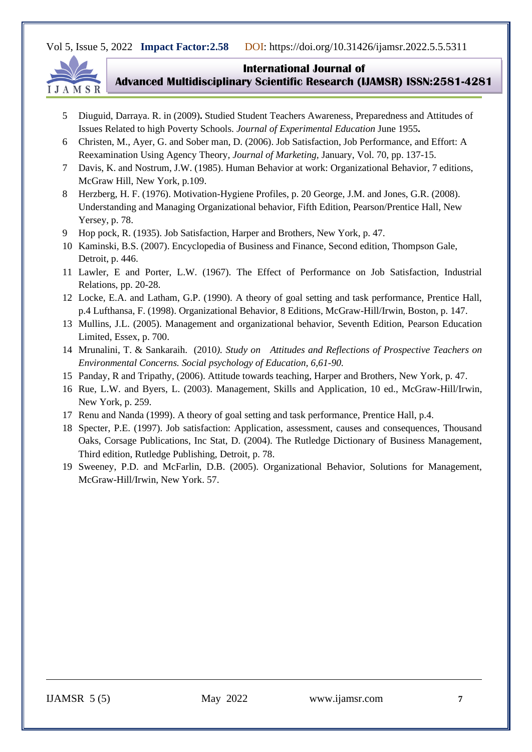5. Diuguid, Darraya. R. in (2009)**.** Studied Student Teachers Awareness, Preparedness and Attitudes of Issues Related to high Poverty Schools. *Journal of Experimental Education* June 1955**.**
6. Christen, M., Ayer, G. and Sober man, D. (2006). Job Satisfaction, Job Performance, and Effort: A Reexamination Using Agency Theory, *Journal of Marketing,* January, Vol. 70, pp. 137-15.
7. Davis, K. and Nostrum, J.W. (1985). Human Behavior at work: Organizational Behavior, 7 editions, McGraw Hill, New York, p.109.
8. Herzberg, H. F. (1976). Motivation-Hygiene Profiles, p. 20 George, J.M. and Jones, G.R. (2008). Understanding and Managing Organizational behavior, Fifth Edition, Pearson/Prentice Hall, New Yersey, p. 78.
9. Hop pock, R. (1935). Job Satisfaction, Harper and Brothers, New York, p. 47.
10. Kaminski, B.S. (2007). Encyclopedia of Business and Finance, Second edition, Thompson Gale, Detroit, p. 446.
11. Lawler, E and Porter, L.W. (1967). The Effect of Performance on Job Satisfaction, Industrial Relations, pp. 20-28.
12. Locke, E.A. and Latham, G.P. (1990). A theory of goal setting and task performance, Prentice Hall, p.4 Lufthansa, F. (1998). Organizational Behavior, 8 Editions, McGraw-Hill/Irwin, Boston, p. 147.
13. Mullins, J.L. (2005). Management and organizational behavior, Seventh Edition, Pearson Education Limited, Essex, p. 700.
14. Mrunalini, T. & Sankaraih. (2010*). Study on Attitudes and Reflections of Prospective Teachers on Environmental Concerns. Social psychology of Education, 6,61-90.*
15. Panday, R and Tripathy, (2006). Attitude towards teaching, Harper and Brothers, New York, p. 47.
16. Rue, L.W. and Byers, L. (2003). Management, Skills and Application, 10 ed., McGraw-Hill/Irwin, New York, p. 259.
17. Renu and Nanda (1999). A theory of goal setting and task performance, Prentice Hall, p.4.
18. Specter, P.E. (1997). Job satisfaction: Application, assessment, causes and consequences, Thousand Oaks, Corsage Publications, Inc Stat, D. (2004). The Rutledge Dictionary of Business Management, Third edition, Rutledge Publishing, Detroit, p. 78.
19. Sweeney, P.D. and McFarlin, D.B. (2005). Organizational Behavior, Solutions for Management, McGraw-Hill/Irwin, New York. 57.